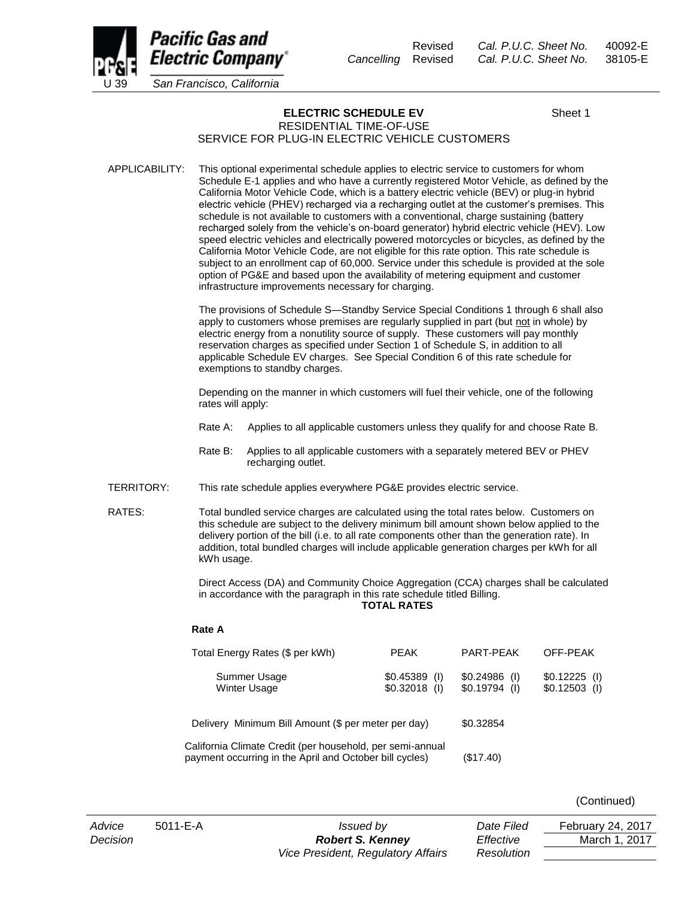# ELECTRIC SCHEDULE EV

Sheet 1

RESIDENTIAL TIME-OF-USE
SERVICE FOR PLUG-IN ELECTRIC VEHICLE CUSTOMERS

APPLICABILITY: This optional experimental schedule applies to electric service to customers for whom Schedule E-1 applies and who have a currently registered Motor Vehicle, as defined by the California Motor Vehicle Code, which is a battery electric vehicle (BEV) or plug-in hybrid electric vehicle (PHEV) recharged via a recharging outlet at the customer's premises. This schedule is not available to customers with a conventional, charge sustaining (battery recharged solely from the vehicle's on-board generator) hybrid electric vehicle (HEV). Low speed electric vehicles and electrically powered motorcycles or bicycles, as defined by the California Motor Vehicle Code, are not eligible for this rate option. This rate schedule is subject to an enrollment cap of 60,000. Service under this schedule is provided at the sole option of PG&E and based upon the availability of metering equipment and customer infrastructure improvements necessary for charging.

The provisions of Schedule S—Standby Service Special Conditions 1 through 6 shall also apply to customers whose premises are regularly supplied in part (but not in whole) by electric energy from a nonutility source of supply. These customers will pay monthly reservation charges as specified under Section 1 of Schedule S, in addition to all applicable Schedule EV charges. See Special Condition 6 of this rate schedule for exemptions to standby charges.

Depending on the manner in which customers will fuel their vehicle, one of the following rates will apply:

Rate A: Applies to all applicable customers unless they qualify for and choose Rate B.

Rate B: Applies to all applicable customers with a separately metered BEV or PHEV recharging outlet.

TERRITORY: This rate schedule applies everywhere PG&E provides electric service.

RATES: Total bundled service charges are calculated using the total rates below. Customers on this schedule are subject to the delivery minimum bill amount shown below applied to the delivery portion of the bill (i.e. to all rate components other than the generation rate). In addition, total bundled charges will include applicable generation charges per kWh for all kWh usage.

Direct Access (DA) and Community Choice Aggregation (CCA) charges shall be calculated in accordance with the paragraph in this rate schedule titled Billing.

**TOTAL RATES**

**Rate A**

| Total Energy Rates ($ per kWh) | PEAK | PART-PEAK | OFF-PEAK |
|---|---|---|---|
| Summer Usage | $0.45389 (I) | $0.24986 (I) | $0.12225 (I) |
| Winter Usage | $0.32018 (I) | $0.19794 (I) | $0.12503 (I) |

| | |
|---|---|
| Delivery Minimum Bill Amount ($ per meter per day) | $0.32854 |
| California Climate Credit (per household, per semi-annual payment occurring in the April and October bill cycles) | ($17.40) |

(Continued)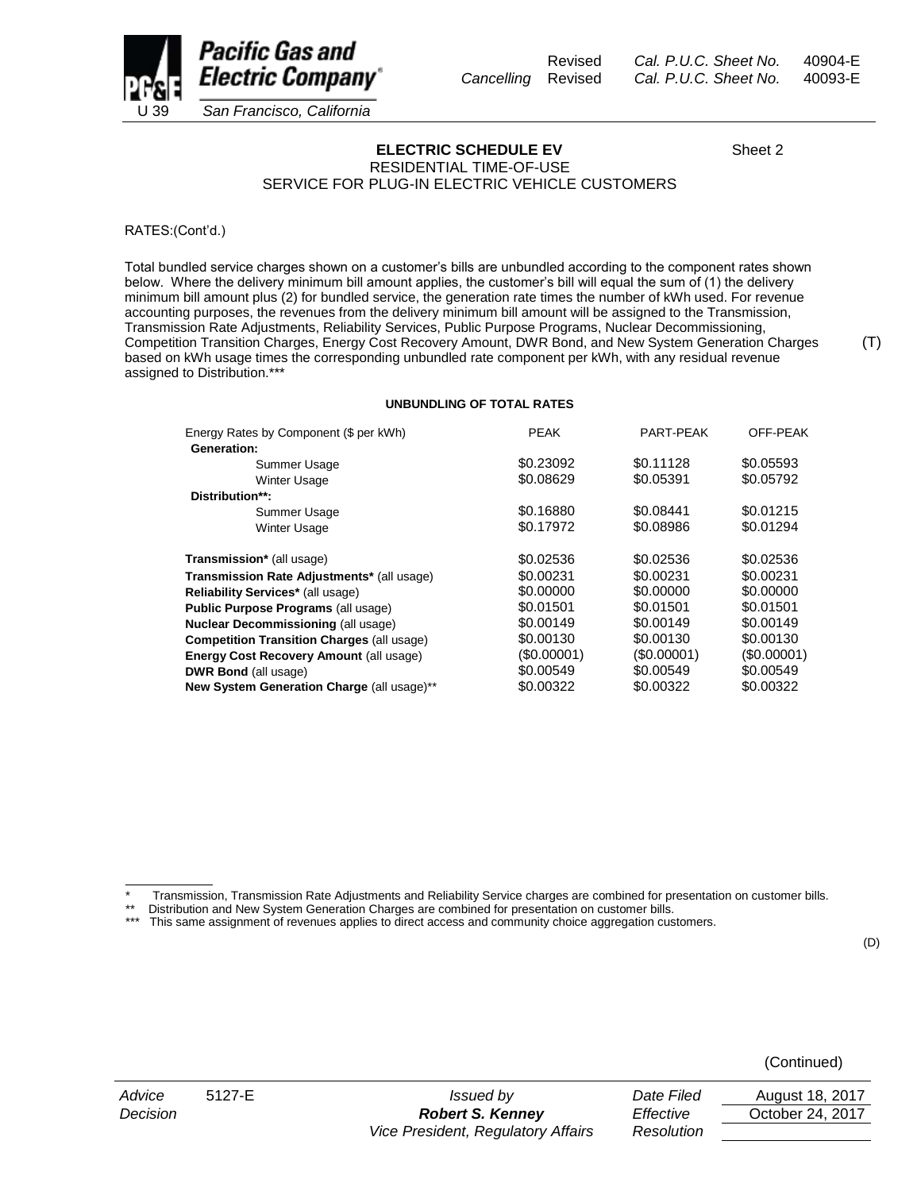# ELECTRIC SCHEDULE EV

Sheet 2

RESIDENTIAL TIME-OF-USE
SERVICE FOR PLUG-IN ELECTRIC VEHICLE CUSTOMERS

RATES:(Cont'd.)

Total bundled service charges shown on a customer's bills are unbundled according to the component rates shown below. Where the delivery minimum bill amount applies, the customer's bill will equal the sum of (1) the delivery minimum bill amount plus (2) for bundled service, the generation rate times the number of kWh used. For revenue accounting purposes, the revenues from the delivery minimum bill amount will be assigned to the Transmission, Transmission Rate Adjustments, Reliability Services, Public Purpose Programs, Nuclear Decommissioning, Competition Transition Charges, Energy Cost Recovery Amount, DWR Bond, and New System Generation Charges based on kWh usage times the corresponding unbundled rate component per kWh, with any residual revenue assigned to Distribution.*** (T)

**UNBUNDLING OF TOTAL RATES**

| Energy Rates by Component ($ per kWh) | PEAK | PART-PEAK | OFF-PEAK |
|---|---|---|---|
| **Generation:** | | | |
| Summer Usage | $0.23092 | $0.11128 | $0.05593 |
| Winter Usage | $0.08629 | $0.05391 | $0.05792 |
| **Distribution\*\*:** | | | |
| Summer Usage | $0.16880 | $0.08441 | $0.01215 |
| Winter Usage | $0.17972 | $0.08986 | $0.01294 |
| **Transmission\*** (all usage) | $0.02536 | $0.02536 | $0.02536 |
| **Transmission Rate Adjustments\*** (all usage) | $0.00231 | $0.00231 | $0.00231 |
| **Reliability Services\*** (all usage) | $0.00000 | $0.00000 | $0.00000 |
| **Public Purpose Programs** (all usage) | $0.01501 | $0.01501 | $0.01501 |
| **Nuclear Decommissioning** (all usage) | $0.00149 | $0.00149 | $0.00149 |
| **Competition Transition Charges** (all usage) | $0.00130 | $0.00130 | $0.00130 |
| **Energy Cost Recovery Amount** (all usage) | ($0.00001) | ($0.00001) | ($0.00001) |
| **DWR Bond** (all usage) | $0.00549 | $0.00549 | $0.00549 |
| **New System Generation Charge** (all usage)\*\* | $0.00322 | $0.00322 | $0.00322 |

\* Transmission, Transmission Rate Adjustments and Reliability Service charges are combined for presentation on customer bills.

\*\* Distribution and New System Generation Charges are combined for presentation on customer bills.

\*\*\* This same assignment of revenues applies to direct access and community choice aggregation customers.

(D)

(Continued)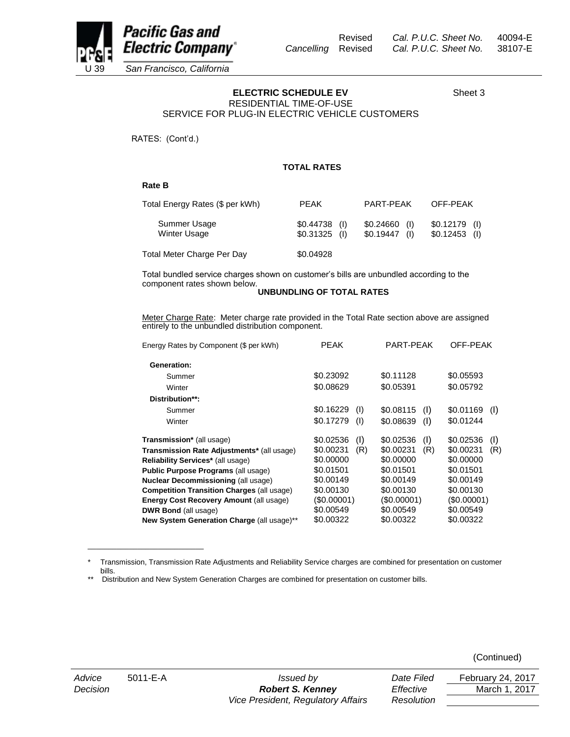Revised Cal. P.U.C. Sheet No. 40094-E
Cancelling Revised Cal. P.U.C. Sheet No. 38107-E

## ELECTRIC SCHEDULE EV

Sheet 3

RESIDENTIAL TIME-OF-USE
SERVICE FOR PLUG-IN ELECTRIC VEHICLE CUSTOMERS

RATES: (Cont'd.)

### TOTAL RATES

**Rate B**

| Total Energy Rates ($ per kWh) | PEAK | PART-PEAK | OFF-PEAK |
|---|---|---|---|
| Summer Usage | $0.44738 (I) | $0.24660 (I) | $0.12179 (I) |
| Winter Usage | $0.31325 (I) | $0.19447 (I) | $0.12453 (I) |
| Total Meter Charge Per Day | $0.04928 | | |

Total bundled service charges shown on customer's bills are unbundled according to the component rates shown below.

### UNBUNDLING OF TOTAL RATES

Meter Charge Rate: Meter charge rate provided in the Total Rate section above are assigned entirely to the unbundled distribution component.

| Energy Rates by Component ($ per kWh) | PEAK | PART-PEAK | OFF-PEAK |
|---|---|---|---|
| **Generation:** | | | |
| Summer | $0.23092 | $0.11128 | $0.05593 |
| Winter | $0.08629 | $0.05391 | $0.05792 |
| **Distribution\*\*:** | | | |
| Summer | $0.16229 (I) | $0.08115 (I) | $0.01169 (I) |
| Winter | $0.17279 (I) | $0.08639 (I) | $0.01244 |
| **Transmission\*** (all usage) | $0.02536 (I) | $0.02536 (I) | $0.02536 (I) |
| **Transmission Rate Adjustments\*** (all usage) | $0.00231 (R) | $0.00231 (R) | $0.00231 (R) |
| **Reliability Services\*** (all usage) | $0.00000 | $0.00000 | $0.00000 |
| **Public Purpose Programs** (all usage) | $0.01501 | $0.01501 | $0.01501 |
| **Nuclear Decommissioning** (all usage) | $0.00149 | $0.00149 | $0.00149 |
| **Competition Transition Charges** (all usage) | $0.00130 | $0.00130 | $0.00130 |
| **Energy Cost Recovery Amount** (all usage) | ($0.00001) | ($0.00001) | ($0.00001) |
| **DWR Bond** (all usage) | $0.00549 | $0.00549 | $0.00549 |
| **New System Generation Charge** (all usage)\*\* | $0.00322 | $0.00322 | $0.00322 |

\* Transmission, Transmission Rate Adjustments and Reliability Service charges are combined for presentation on customer bills.

\*\* Distribution and New System Generation Charges are combined for presentation on customer bills.

(Continued)

| Advice | 5011-E-A | Issued by | Date Filed | February 24, 2017 |
|---|---|---|---|---|
| Decision | | **Robert S. Kenney** | Effective | March 1, 2017 |
| | | Vice President, Regulatory Affairs | Resolution | |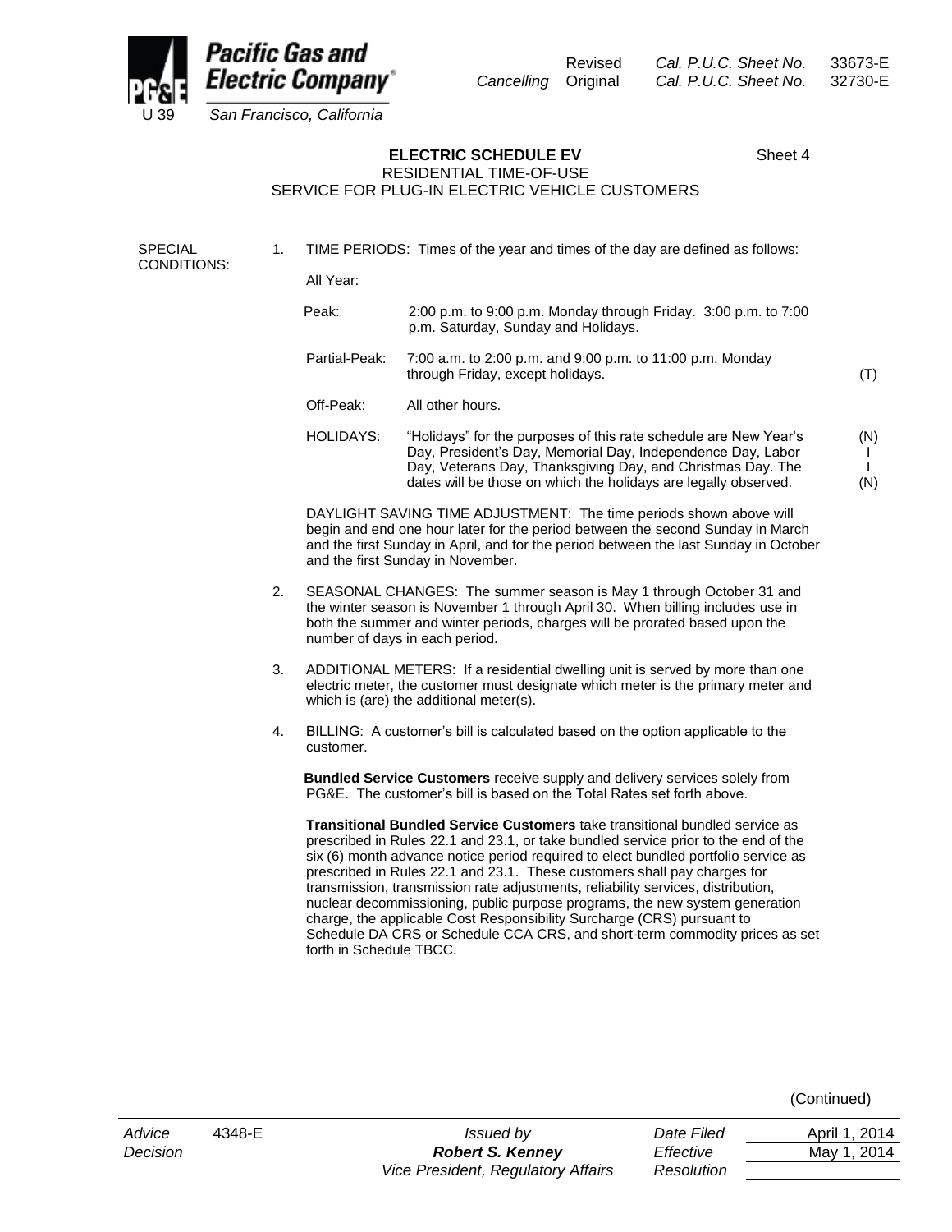**Pacific Gas and Electric Company**
U 39 San Francisco, California

Revised *Cal. P.U.C. Sheet No.* 33673-E
*Cancelling* Original *Cal. P.U.C. Sheet No.* 32730-E

## ELECTRIC SCHEDULE EV

Sheet 4

RESIDENTIAL TIME-OF-USE
SERVICE FOR PLUG-IN ELECTRIC VEHICLE CUSTOMERS

SPECIAL CONDITIONS:

1. TIME PERIODS: Times of the year and times of the day are defined as follows:

   All Year:

   | | | |
   |---|---|---|
   | Peak: | 2:00 p.m. to 9:00 p.m. Monday through Friday. 3:00 p.m. to 7:00 p.m. Saturday, Sunday and Holidays. | |
   | Partial-Peak: | 7:00 a.m. to 2:00 p.m. and 9:00 p.m. to 11:00 p.m. Monday through Friday, except holidays. | (T) |
   | Off-Peak: | All other hours. | |
   | HOLIDAYS: | "Holidays" for the purposes of this rate schedule are New Year's Day, President's Day, Memorial Day, Independence Day, Labor Day, Veterans Day, Thanksgiving Day, and Christmas Day. The dates will be those on which the holidays are legally observed. | (N) |

   DAYLIGHT SAVING TIME ADJUSTMENT: The time periods shown above will begin and end one hour later for the period between the second Sunday in March and the first Sunday in April, and for the period between the last Sunday in October and the first Sunday in November.

2. SEASONAL CHANGES: The summer season is May 1 through October 31 and the winter season is November 1 through April 30. When billing includes use in both the summer and winter periods, charges will be prorated based upon the number of days in each period.

3. ADDITIONAL METERS: If a residential dwelling unit is served by more than one electric meter, the customer must designate which meter is the primary meter and which is (are) the additional meter(s).

4. BILLING: A customer's bill is calculated based on the option applicable to the customer.

   **Bundled Service Customers** receive supply and delivery services solely from PG&E. The customer's bill is based on the Total Rates set forth above.

   **Transitional Bundled Service Customers** take transitional bundled service as prescribed in Rules 22.1 and 23.1, or take bundled service prior to the end of the six (6) month advance notice period required to elect bundled portfolio service as prescribed in Rules 22.1 and 23.1. These customers shall pay charges for transmission, transmission rate adjustments, reliability services, distribution, nuclear decommissioning, public purpose programs, the new system generation charge, the applicable Cost Responsibility Surcharge (CRS) pursuant to Schedule DA CRS or Schedule CCA CRS, and short-term commodity prices as set forth in Schedule TBCC.

(Continued)

| | | | | |
|---|---|---|---|---|
| *Advice* | 4348-E | *Issued by* | *Date Filed* | April 1, 2014 |
| *Decision* | | ***Robert S. Kenney*** | *Effective* | May 1, 2014 |
| | | *Vice President, Regulatory Affairs* | *Resolution* | |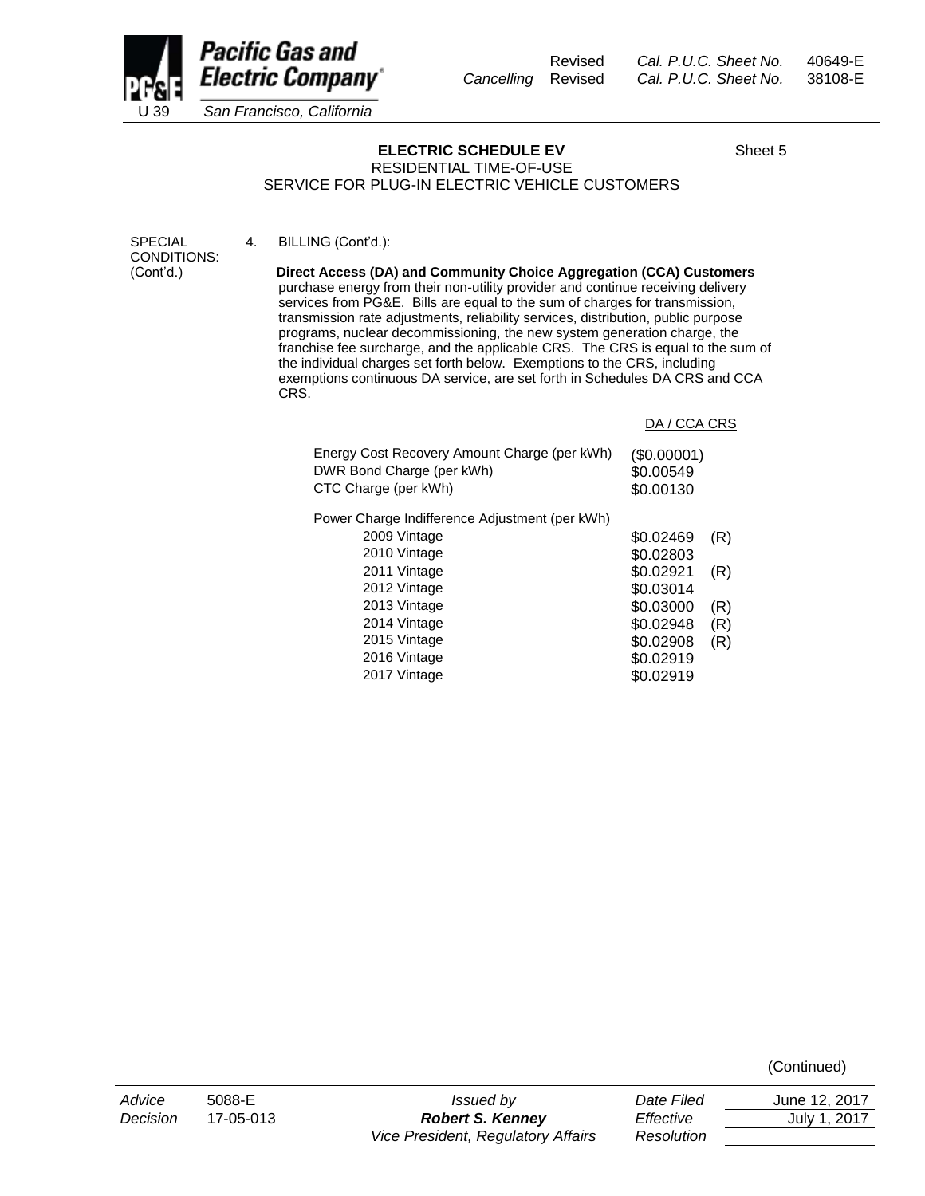Pacific Gas and Electric Company
U 39 San Francisco, California

Revised Cal. P.U.C. Sheet No. 40649-E
Cancelling Revised Cal. P.U.C. Sheet No. 38108-E

## ELECTRIC SCHEDULE EV

Sheet 5

RESIDENTIAL TIME-OF-USE
SERVICE FOR PLUG-IN ELECTRIC VEHICLE CUSTOMERS

SPECIAL CONDITIONS: (Cont'd.)

4. BILLING (Cont'd.):

**Direct Access (DA) and Community Choice Aggregation (CCA) Customers** purchase energy from their non-utility provider and continue receiving delivery services from PG&E. Bills are equal to the sum of charges for transmission, transmission rate adjustments, reliability services, distribution, public purpose programs, nuclear decommissioning, the new system generation charge, the franchise fee surcharge, and the applicable CRS. The CRS is equal to the sum of the individual charges set forth below. Exemptions to the CRS, including exemptions continuous DA service, are set forth in Schedules DA CRS and CCA CRS.

| | DA / CCA CRS | |
|---|---|---|
| Energy Cost Recovery Amount Charge (per kWh) | ($0.00001) | |
| DWR Bond Charge (per kWh) | $0.00549 | |
| CTC Charge (per kWh) | $0.00130 | |
| Power Charge Indifference Adjustment (per kWh) | | |
| 2009 Vintage | $0.02469 | (R) |
| 2010 Vintage | $0.02803 | |
| 2011 Vintage | $0.02921 | (R) |
| 2012 Vintage | $0.03014 | |
| 2013 Vintage | $0.03000 | (R) |
| 2014 Vintage | $0.02948 | (R) |
| 2015 Vintage | $0.02908 | (R) |
| 2016 Vintage | $0.02919 | |
| 2017 Vintage | $0.02919 | |

(Continued)

| | | | | |
|---|---|---|---|---|
| *Advice* | 5088-E | *Issued by* | *Date Filed* | June 12, 2017 |
| *Decision* | 17-05-013 | ***Robert S. Kenney*** | *Effective* | July 1, 2017 |
| | | *Vice President, Regulatory Affairs* | *Resolution* | |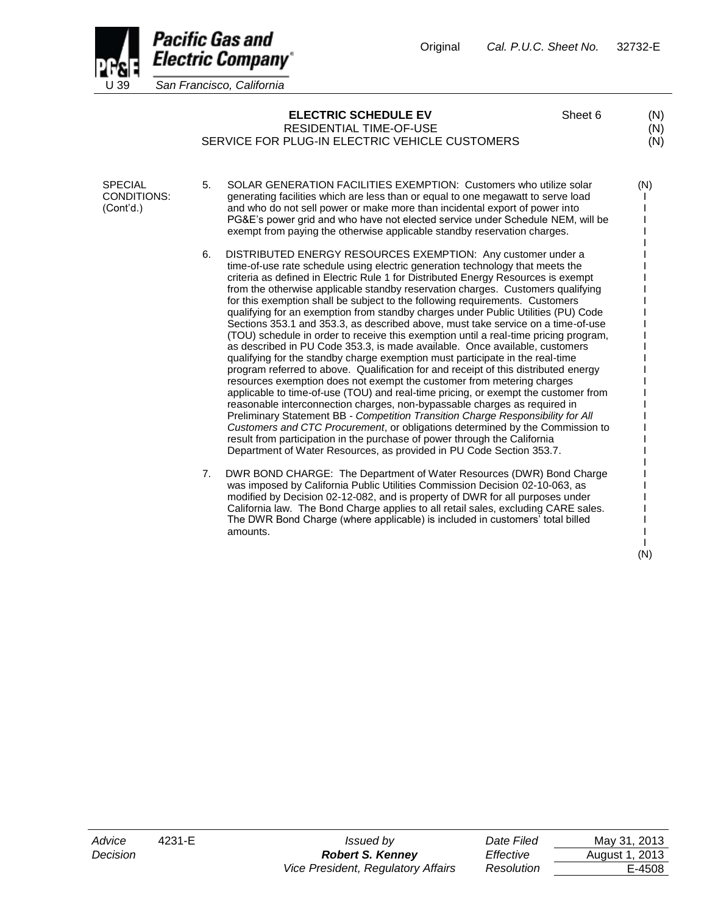**ELECTRIC SCHEDULE EV** Sheet 6 (N)
RESIDENTIAL TIME-OF-USE (N)
SERVICE FOR PLUG-IN ELECTRIC VEHICLE CUSTOMERS (N)

SPECIAL CONDITIONS: (Cont'd.)

5. SOLAR GENERATION FACILITIES EXEMPTION: Customers who utilize solar generating facilities which are less than or equal to one megawatt to serve load and who do not sell power or make more than incidental export of power into PG&E's power grid and who have not elected service under Schedule NEM, will be exempt from paying the otherwise applicable standby reservation charges. (N)

6. DISTRIBUTED ENERGY RESOURCES EXEMPTION: Any customer under a time-of-use rate schedule using electric generation technology that meets the criteria as defined in Electric Rule 1 for Distributed Energy Resources is exempt from the otherwise applicable standby reservation charges. Customers qualifying for this exemption shall be subject to the following requirements. Customers qualifying for an exemption from standby charges under Public Utilities (PU) Code Sections 353.1 and 353.3, as described above, must take service on a time-of-use (TOU) schedule in order to receive this exemption until a real-time pricing program, as described in PU Code 353.3, is made available. Once available, customers qualifying for the standby charge exemption must participate in the real-time program referred to above. Qualification for and receipt of this distributed energy resources exemption does not exempt the customer from metering charges applicable to time-of-use (TOU) and real-time pricing, or exempt the customer from reasonable interconnection charges, non-bypassable charges as required in Preliminary Statement BB - *Competition Transition Charge Responsibility for All Customers and CTC Procurement*, or obligations determined by the Commission to result from participation in the purchase of power through the California Department of Water Resources, as provided in PU Code Section 353.7.

7. DWR BOND CHARGE: The Department of Water Resources (DWR) Bond Charge was imposed by California Public Utilities Commission Decision 02-10-063, as modified by Decision 02-12-082, and is property of DWR for all purposes under California law. The Bond Charge applies to all retail sales, excluding CARE sales. The DWR Bond Charge (where applicable) is included in customers' total billed amounts. (N)